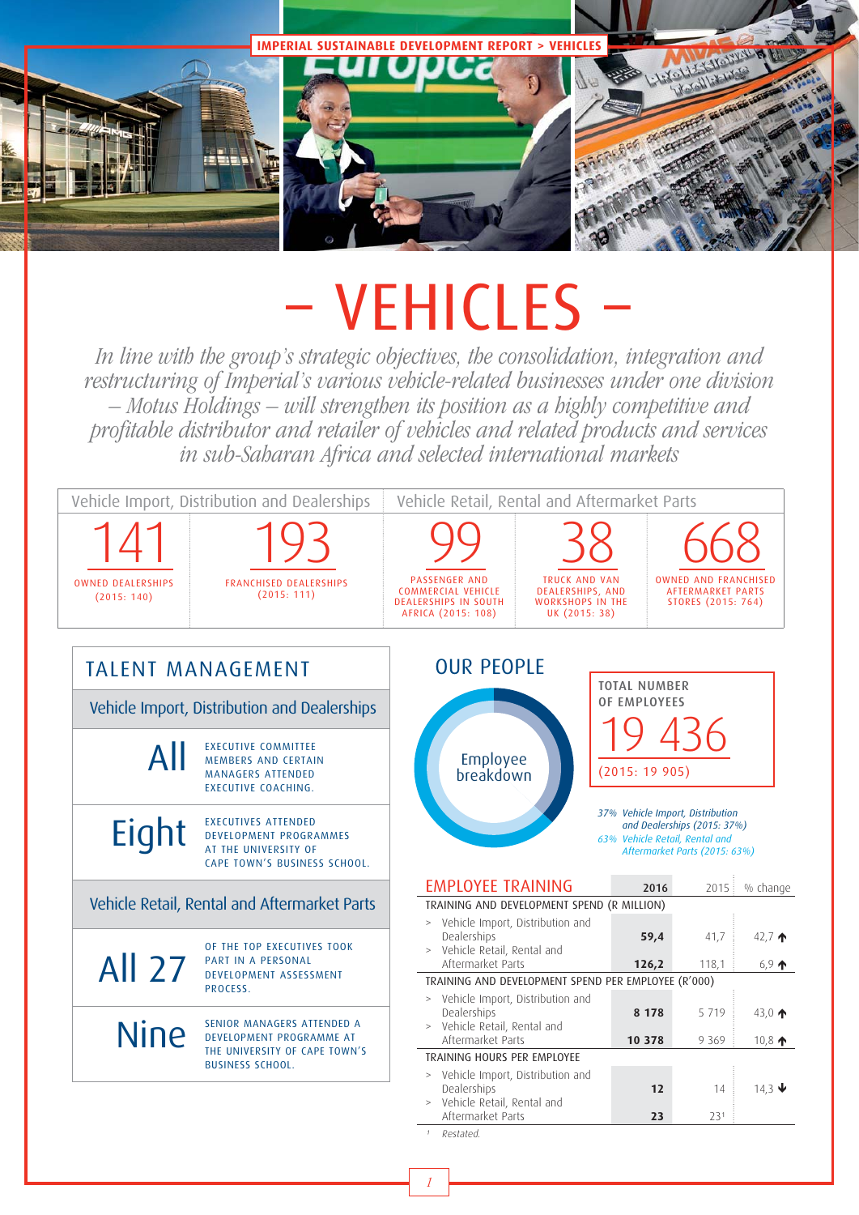# – VEHICLES –

*In line with the group's strategic objectives, the consolidation, integration and restructuring of Imperial's various vehicle-related businesses under one division – Motus Holdings – will strengthen its position as a highly competitive and profitable distributor and retailer of vehicles and related products and services in sub-Saharan Africa and selected international markets*

| Vehicle Import, Distribution and Dealerships | | Vehicle Retail, Rental and Aftermarket Parts | | |
|---|---|---|---|---|
| **141** OWNED DEALERSHIPS (2015: 140) | **193** FRANCHISED DEALERSHIPS (2015: 111) | **99** PASSENGER AND COMMERCIAL VEHICLE DEALERSHIPS IN SOUTH AFRICA (2015: 108) | **38** TRUCK AND VAN DEALERSHIPS, AND WORKSHOPS IN THE UK (2015: 38) | **668** OWNED AND FRANCHISED AFTERMARKET PARTS STORES (2015: 764) |

## TALENT MANAGEMENT

### Vehicle Import, Distribution and Dealerships

**All** EXECUTIVE COMMITTEE MEMBERS AND CERTAIN MANAGERS ATTENDED EXECUTIVE COACHING.

**Eight** EXECUTIVES ATTENDED DEVELOPMENT PROGRAMMES AT THE UNIVERSITY OF CAPE TOWN'S BUSINESS SCHOOL.

### Vehicle Retail, Rental and Aftermarket Parts

**All 27** OF THE TOP EXECUTIVES TOOK PART IN A PERSONAL DEVELOPMENT ASSESSMENT PROCESS.

**Nine** SENIOR MANAGERS ATTENDED A DEVELOPMENT PROGRAMME AT THE UNIVERSITY OF CAPE TOWN'S BUSINESS SCHOOL.

## OUR PEOPLE

Employee breakdown

- *37% Vehicle Import, Distribution and Dealerships (2015: 37%)*
- *63% Vehicle Retail, Rental and Aftermarket Parts (2015: 63%)*

TOTAL NUMBER OF EMPLOYEES

**19 436**

(2015: 19 905)

## EMPLOYEE TRAINING

| | 2016 | 2015 | % change |
|---|---|---|---|
| **TRAINING AND DEVELOPMENT SPEND (R MILLION)** | | | |
| > Vehicle Import, Distribution and Dealerships | **59,4** | 41,7 | 42,7 ↑ |
| > Vehicle Retail, Rental and Aftermarket Parts | **126,2** | 118,1 | 6,9 ↑ |
| **TRAINING AND DEVELOPMENT SPEND PER EMPLOYEE (R'000)** | | | |
| > Vehicle Import, Distribution and Dealerships | **8 178** | 5 719 | 43,0 ↑ |
| > Vehicle Retail, Rental and Aftermarket Parts | **10 378** | 9 369 | 10,8 ↑ |
| **TRAINING HOURS PER EMPLOYEE** | | | |
| > Vehicle Import, Distribution and Dealerships | **12** | 14 | 14,3 ↓ |
| > Vehicle Retail, Rental and Aftermarket Parts | **23** | 23[1] | |

[1] *Restated.*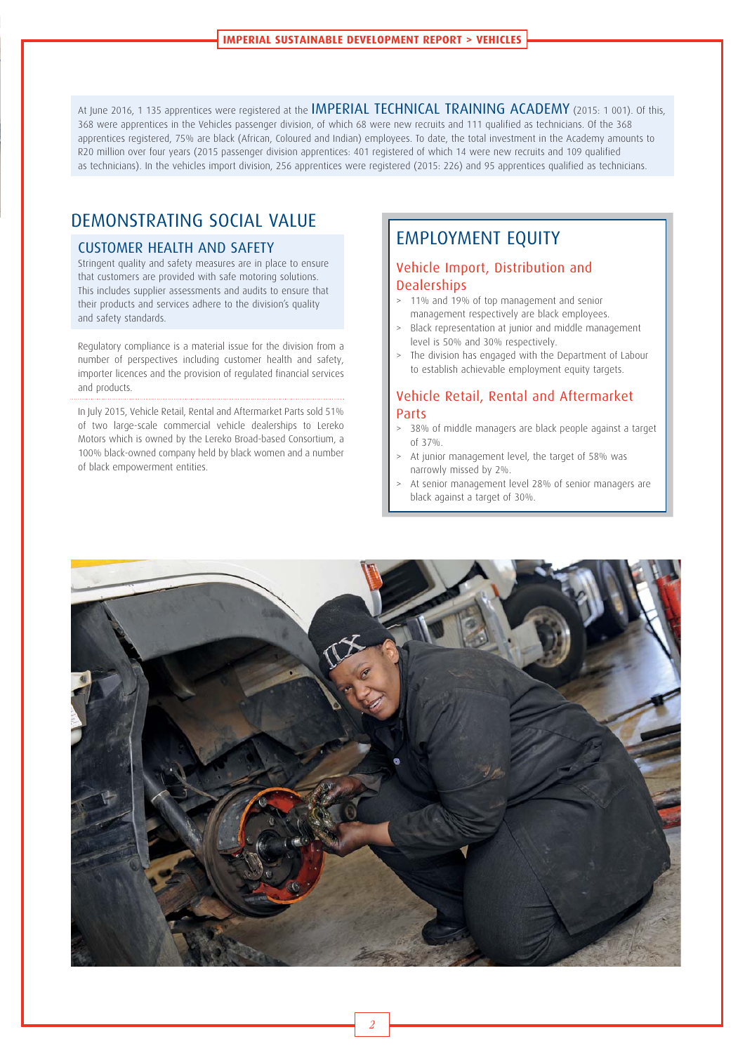At June 2016, 1 135 apprentices were registered at the IMPERIAL TECHNICAL TRAINING ACADEMY (2015: 1 001). Of this, 368 were apprentices in the Vehicles passenger division, of which 68 were new recruits and 111 qualified as technicians. Of the 368 apprentices registered, 75% are black (African, Coloured and Indian) employees. To date, the total investment in the Academy amounts to R20 million over four years (2015 passenger division apprentices: 401 registered of which 14 were new recruits and 109 qualified as technicians). In the vehicles import division, 256 apprentices were registered (2015: 226) and 95 apprentices qualified as technicians.

# DEMONSTRATING SOCIAL VALUE

## CUSTOMER HEALTH AND SAFETY

Stringent quality and safety measures are in place to ensure that customers are provided with safe motoring solutions. This includes supplier assessments and audits to ensure that their products and services adhere to the division's quality and safety standards.

Regulatory compliance is a material issue for the division from a number of perspectives including customer health and safety, importer licences and the provision of regulated financial services and products.

In July 2015, Vehicle Retail, Rental and Aftermarket Parts sold 51% of two large-scale commercial vehicle dealerships to Lereko Motors which is owned by the Lereko Broad-based Consortium, a 100% black-owned company held by black women and a number of black empowerment entities.

# EMPLOYMENT EQUITY

### Vehicle Import, Distribution and Dealerships

- 11% and 19% of top management and senior management respectively are black employees.
- Black representation at junior and middle management level is 50% and 30% respectively.
- The division has engaged with the Department of Labour to establish achievable employment equity targets.

### Vehicle Retail, Rental and Aftermarket Parts

- 38% of middle managers are black people against a target of 37%.
- At junior management level, the target of 58% was narrowly missed by 2%.
- At senior management level 28% of senior managers are black against a target of 30%.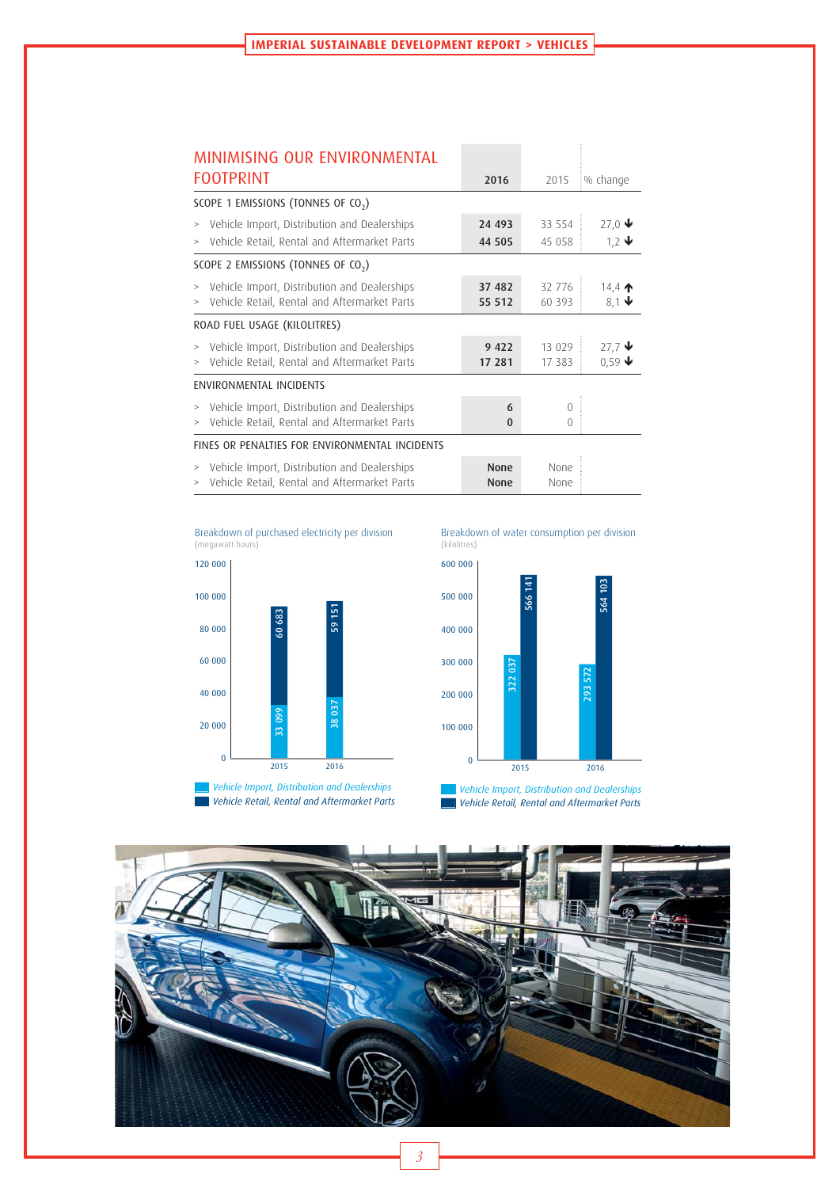## MINIMISING OUR ENVIRONMENTAL FOOTPRINT

| | 2016 | 2015 | % change |
|---|---|---|---|
| **SCOPE 1 EMISSIONS (TONNES OF $CO_2$)** | | | |
| > Vehicle Import, Distribution and Dealerships | 24 493 | 33 554 | 27,0 ↓ |
| > Vehicle Retail, Rental and Aftermarket Parts | 44 505 | 45 058 | 1,2 ↓ |
| **SCOPE 2 EMISSIONS (TONNES OF $CO_2$)** | | | |
| > Vehicle Import, Distribution and Dealerships | 37 482 | 32 776 | 14,4 ↑ |
| > Vehicle Retail, Rental and Aftermarket Parts | 55 512 | 60 393 | 8,1 ↓ |
| **ROAD FUEL USAGE (KILOLITRES)** | | | |
| > Vehicle Import, Distribution and Dealerships | 9 422 | 13 029 | 27,7 ↓ |
| > Vehicle Retail, Rental and Aftermarket Parts | 17 281 | 17 383 | 0,59 ↓ |
| **ENVIRONMENTAL INCIDENTS** | | | |
| > Vehicle Import, Distribution and Dealerships | 6 | 0 | |
| > Vehicle Retail, Rental and Aftermarket Parts | 0 | 0 | |
| **FINES OR PENALTIES FOR ENVIRONMENTAL INCIDENTS** | | | |
| > Vehicle Import, Distribution and Dealerships | None | None | |
| > Vehicle Retail, Rental and Aftermarket Parts | None | None | |

Breakdown of purchased electricity per division
(megawatt hours)

120 000
100 000
80 000
60 000
40 000
20 000
0

2015: 33 099, 60 683
2016: 38 037, 59 151

*Vehicle Import, Distribution and Dealerships*
*Vehicle Retail, Rental and Aftermarket Parts*

Breakdown of water consumption per division
(kilolitres)

600 000
500 000
400 000
300 000
200 000
100 000
0

2015: 322 037, 566 141
2016: 293 572, 564 103

*Vehicle Import, Distribution and Dealerships*
*Vehicle Retail, Rental and Aftermarket Parts*